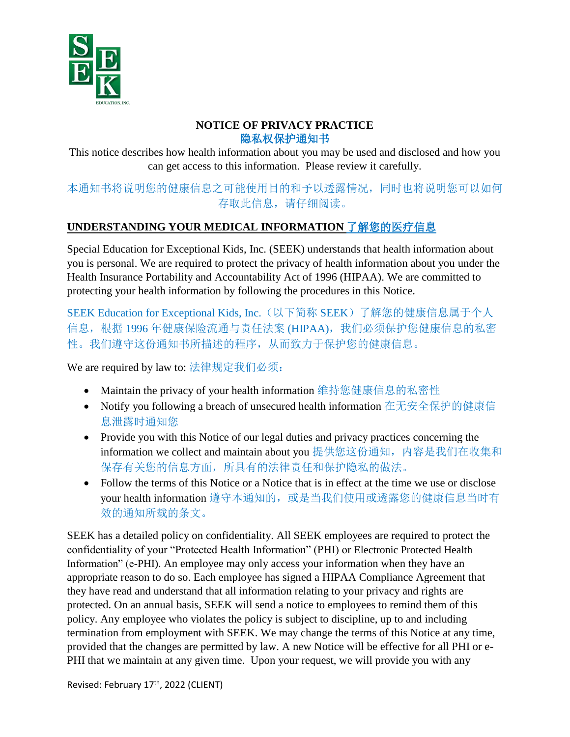# NOTICE OF PRIVACY PRACTICE
# 隐私权保护通知书

This notice describes how health information about you may be used and disclosed and how you can get access to this information. Please review it carefully.

本通知书将说明您的健康信息之可能使用目的和予以透露情况，同时也将说明您可以如何存取此信息，请仔细阅读。

## UNDERSTANDING YOUR MEDICAL INFORMATION 了解您的医疗信息

Special Education for Exceptional Kids, Inc. (SEEK) understands that health information about you is personal. We are required to protect the privacy of health information about you under the Health Insurance Portability and Accountability Act of 1996 (HIPAA). We are committed to protecting your health information by following the procedures in this Notice.

SEEK Education for Exceptional Kids, Inc.（以下简称 SEEK）了解您的健康信息属于个人信息，根据 1996 年健康保险流通与责任法案 (HIPAA)，我们必须保护您健康信息的私密性。我们遵守这份通知书所描述的程序，从而致力于保护您的健康信息。

We are required by law to: 法律规定我们必须：

- Maintain the privacy of your health information 维持您健康信息的私密性
- Notify you following a breach of unsecured health information 在无安全保护的健康信息泄露时通知您
- Provide you with this Notice of our legal duties and privacy practices concerning the information we collect and maintain about you 提供您这份通知，内容是我们在收集和保存有关您的信息方面，所具有的法律责任和保护隐私的做法。
- Follow the terms of this Notice or a Notice that is in effect at the time we use or disclose your health information 遵守本通知的，或是当我们使用或透露您的健康信息当时有效的通知所载的条文。

SEEK has a detailed policy on confidentiality. All SEEK employees are required to protect the confidentiality of your "Protected Health Information" (PHI) or Electronic Protected Health Information" (e-PHI). An employee may only access your information when they have an appropriate reason to do so. Each employee has signed a HIPAA Compliance Agreement that they have read and understand that all information relating to your privacy and rights are protected. On an annual basis, SEEK will send a notice to employees to remind them of this policy. Any employee who violates the policy is subject to discipline, up to and including termination from employment with SEEK. We may change the terms of this Notice at any time, provided that the changes are permitted by law. A new Notice will be effective for all PHI or e-PHI that we maintain at any given time. Upon your request, we will provide you with any

Revised: February 17th, 2022 (CLIENT)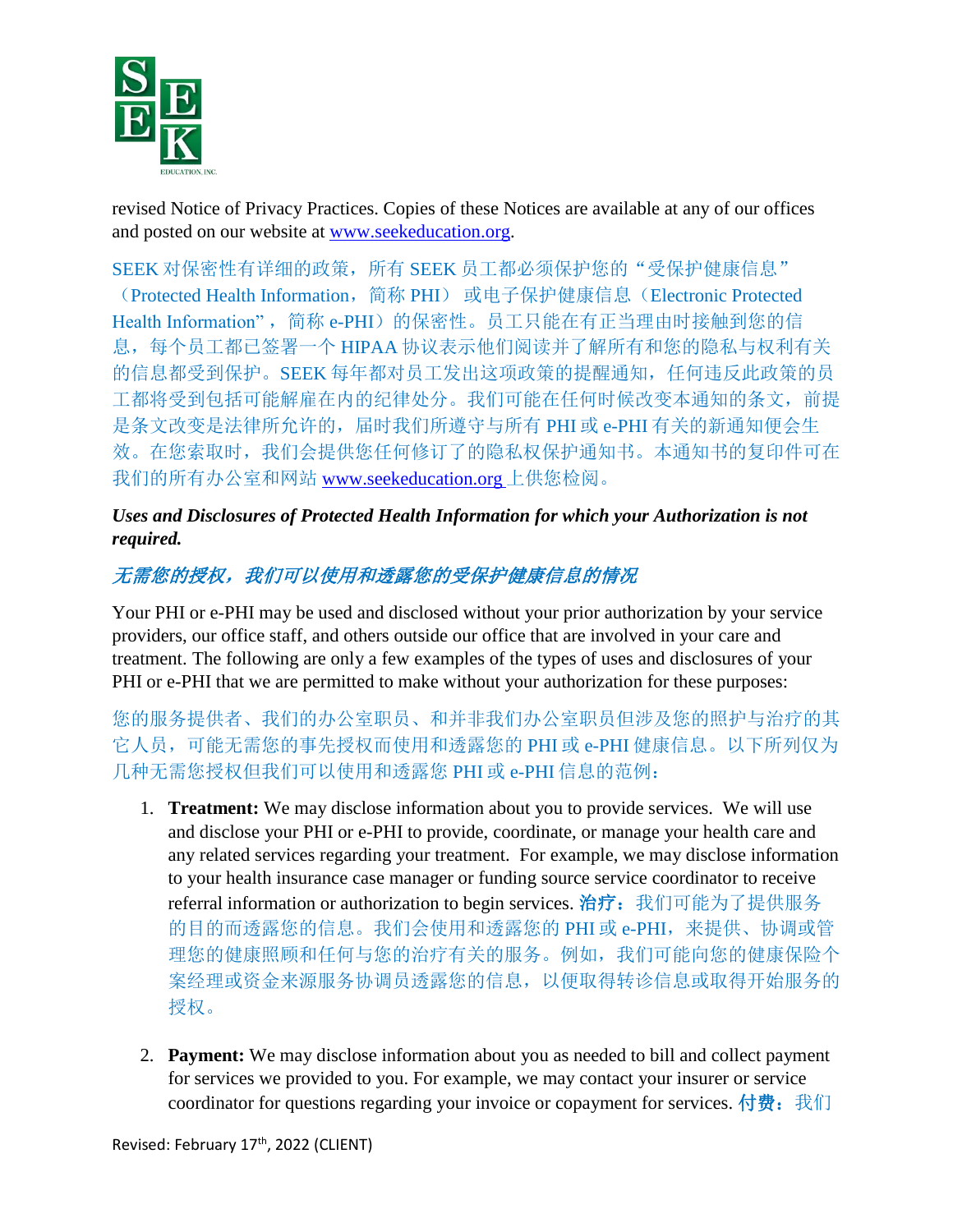revised Notice of Privacy Practices. Copies of these Notices are available at any of our offices and posted on our website at www.seekeducation.org.

SEEK 对保密性有详细的政策，所有 SEEK 员工都必须保护您的"受保护健康信息"（Protected Health Information，简称 PHI） 或电子保护健康信息（Electronic Protected Health Information"，简称 e-PHI）的保密性。员工只能在有正当理由时接触到您的信息，每个员工都已签署一个 HIPAA 协议表示他们阅读并了解所有和您的隐私与权利有关的信息都受到保护。SEEK 每年都对员工发出这项政策的提醒通知，任何违反此政策的员工都将受到包括可能解雇在内的纪律处分。我们可能在任何时候改变本通知的条文，前提是条文改变是法律所允许的，届时我们所遵守与所有 PHI 或 e-PHI 有关的新通知便会生效。在您索取时，我们会提供您任何修订了的隐私权保护通知书。本通知书的复印件可在我们的所有办公室和网站 www.seekeducation.org 上供您检阅。

***Uses and Disclosures of Protected Health Information for which your Authorization is not required.***

***无需您的授权，我们可以使用和透露您的受保护健康信息的情况***

Your PHI or e-PHI may be used and disclosed without your prior authorization by your service providers, our office staff, and others outside our office that are involved in your care and treatment. The following are only a few examples of the types of uses and disclosures of your PHI or e-PHI that we are permitted to make without your authorization for these purposes:

您的服务提供者、我们的办公室职员、和并非我们办公室职员但涉及您的照护与治疗的其它人员，可能无需您的事先授权而使用和透露您的 PHI 或 e-PHI 健康信息。以下所列仅为几种无需您授权但我们可以使用和透露您 PHI 或 e-PHI 信息的范例：

1. **Treatment:** We may disclose information about you to provide services. We will use and disclose your PHI or e-PHI to provide, coordinate, or manage your health care and any related services regarding your treatment. For example, we may disclose information to your health insurance case manager or funding source service coordinator to receive referral information or authorization to begin services. **治疗：**我们可能为了提供服务的目的而透露您的信息。我们会使用和透露您的 PHI 或 e-PHI，来提供、协调或管理您的健康照顾和任何与您的治疗有关的服务。例如，我们可能向您的健康保险个案经理或资金来源服务协调员透露您的信息，以便取得转诊信息或取得开始服务的授权。

2. **Payment:** We may disclose information about you as needed to bill and collect payment for services we provided to you. For example, we may contact your insurer or service coordinator for questions regarding your invoice or copayment for services. **付费：**我们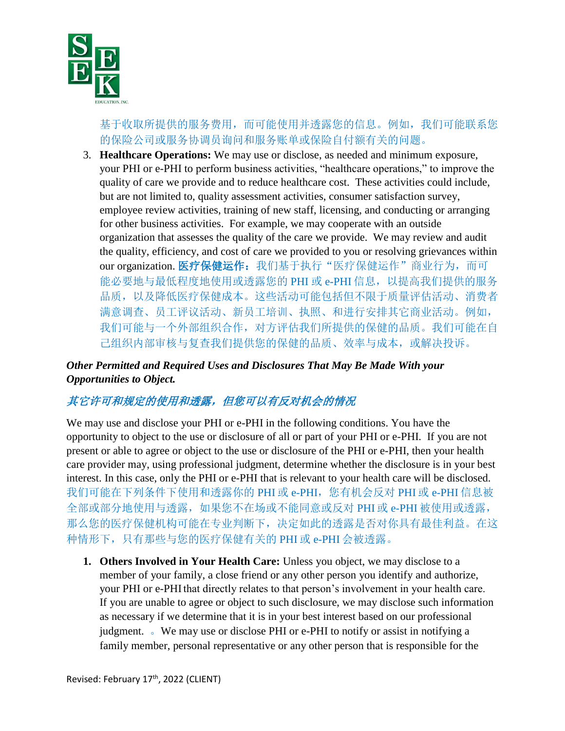基于收取所提供的服务费用，而可能使用并透露您的信息。例如，我们可能联系您的保险公司或服务协调员询问和服务账单或保险自付额有关的问题。

3. **Healthcare Operations:** We may use or disclose, as needed and minimum exposure, your PHI or e-PHI to perform business activities, "healthcare operations," to improve the quality of care we provide and to reduce healthcare cost. These activities could include, but are not limited to, quality assessment activities, consumer satisfaction survey, employee review activities, training of new staff, licensing, and conducting or arranging for other business activities. For example, we may cooperate with an outside organization that assesses the quality of the care we provide. We may review and audit the quality, efficiency, and cost of care we provided to you or resolving grievances within our organization. **医疗保健运作：**我们基于执行"医疗保健运作"商业行为，而可能必要地与最低程度地使用或透露您的 PHI 或 e-PHI 信息，以提高我们提供的服务品质，以及降低医疗保健成本。这些活动可能包括但不限于质量评估活动、消费者满意调查、员工评议活动、新员工培训、执照、和进行安排其它商业活动。例如，我们可能与一个外部组织合作，对方评估我们所提供的保健的品质。我们可能在自己组织内部审核与复查我们提供您的保健的品质、效率与成本，或解决投诉。

***Other Permitted and Required Uses and Disclosures That May Be Made With your Opportunities to Object.***

*其它许可和规定的使用和透露，但您可以有反对机会的情况*

We may use and disclose your PHI or e-PHI in the following conditions. You have the opportunity to object to the use or disclosure of all or part of your PHI or e-PHI. If you are not present or able to agree or object to the use or disclosure of the PHI or e-PHI, then your health care provider may, using professional judgment, determine whether the disclosure is in your best interest. In this case, only the PHI or e-PHI that is relevant to your health care will be disclosed. 我们可能在下列条件下使用和透露你的 PHI 或 e-PHI，您有机会反对 PHI 或 e-PHI 信息被全部或部分地使用与透露，如果您不在场或不能同意或反对 PHI 或 e-PHI 被使用或透露，那么您的医疗保健机构可能在专业判断下，决定如此的透露是否对你具有最佳利益。在这种情形下，只有那些与您的医疗保健有关的 PHI 或 e-PHI 会被透露。

1. **Others Involved in Your Health Care:** Unless you object, we may disclose to a member of your family, a close friend or any other person you identify and authorize, your PHI or e-PHI that directly relates to that person's involvement in your health care. If you are unable to agree or object to such disclosure, we may disclose such information as necessary if we determine that it is in your best interest based on our professional judgment. 。We may use or disclose PHI or e-PHI to notify or assist in notifying a family member, personal representative or any other person that is responsible for the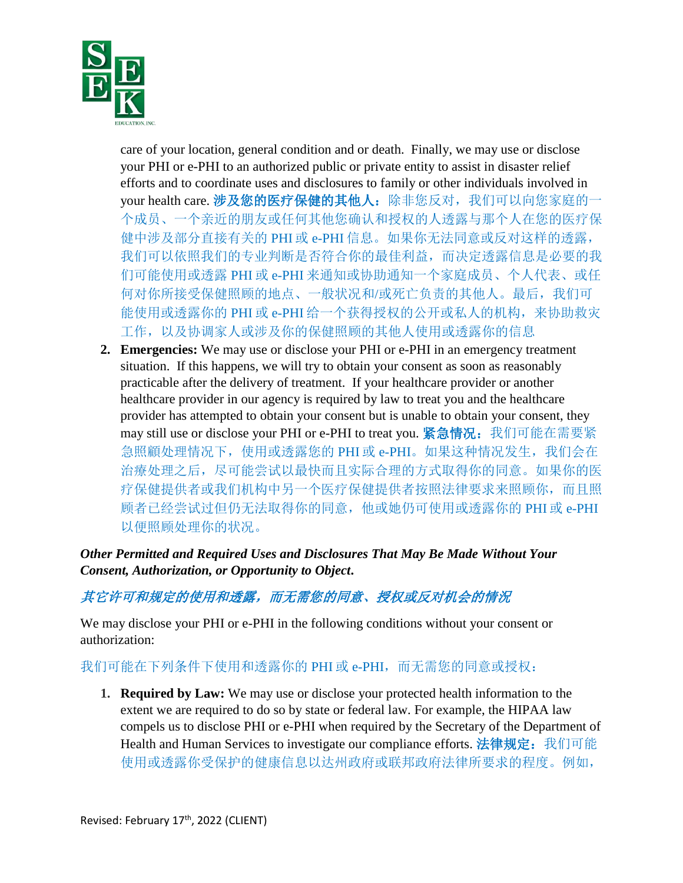care of your location, general condition and or death. Finally, we may use or disclose your PHI or e-PHI to an authorized public or private entity to assist in disaster relief efforts and to coordinate uses and disclosures to family or other individuals involved in your health care. **涉及您的医疗保健的其他人：**除非您反对，我们可以向您家庭的一个成员、一个亲近的朋友或任何其他您确认和授权的人透露与那个人在您的医疗保健中涉及部分直接有关的 PHI 或 e-PHI 信息。如果你无法同意或反对这样的透露，我们可以依照我们的专业判断是否符合你的最佳利益，而决定透露信息是必要的我们可能使用或透露 PHI 或 e-PHI 来通知或协助通知一个家庭成员、个人代表、或任何对你所接受保健照顾的地点、一般状况和/或死亡负责的其他人。最后，我们可能使用或透露你的 PHI 或 e-PHI 给一个获得授权的公开或私人的机构，来协助救灾工作，以及协调家人或涉及你的保健照顾的其他人使用或透露你的信息

2. **Emergencies:** We may use or disclose your PHI or e-PHI in an emergency treatment situation. If this happens, we will try to obtain your consent as soon as reasonably practicable after the delivery of treatment. If your healthcare provider or another healthcare provider in our agency is required by law to treat you and the healthcare provider has attempted to obtain your consent but is unable to obtain your consent, they may still use or disclose your PHI or e-PHI to treat you. **紧急情况：**我们可能在需要紧急照顧处理情况下，使用或透露您的 PHI 或 e-PHI。如果这种情况发生，我们会在治疗处理之后，尽可能尝试以最快而且实际合理的方式取得你的同意。如果你的医疗保健提供者或我们机构中另一个医疗保健提供者按照法律要求来照顾你，而且照顾者已经尝试过但仍无法取得你的同意，他或她仍可使用或透露你的 PHI 或 e-PHI 以便照顾处理你的状况。

***Other Permitted and Required Uses and Disclosures That May Be Made Without Your Consent, Authorization, or Opportunity to Object.***

***其它许可和规定的使用和透露，而无需您的同意、授权或反对机会的情况***

We may disclose your PHI or e-PHI in the following conditions without your consent or authorization:

我们可能在下列条件下使用和透露你的 PHI 或 e-PHI，而无需您的同意或授权：

1. **Required by Law:** We may use or disclose your protected health information to the extent we are required to do so by state or federal law. For example, the HIPAA law compels us to disclose PHI or e-PHI when required by the Secretary of the Department of Health and Human Services to investigate our compliance efforts. **法律规定：**我们可能使用或透露你受保护的健康信息以达州政府或联邦政府法律所要求的程度。例如，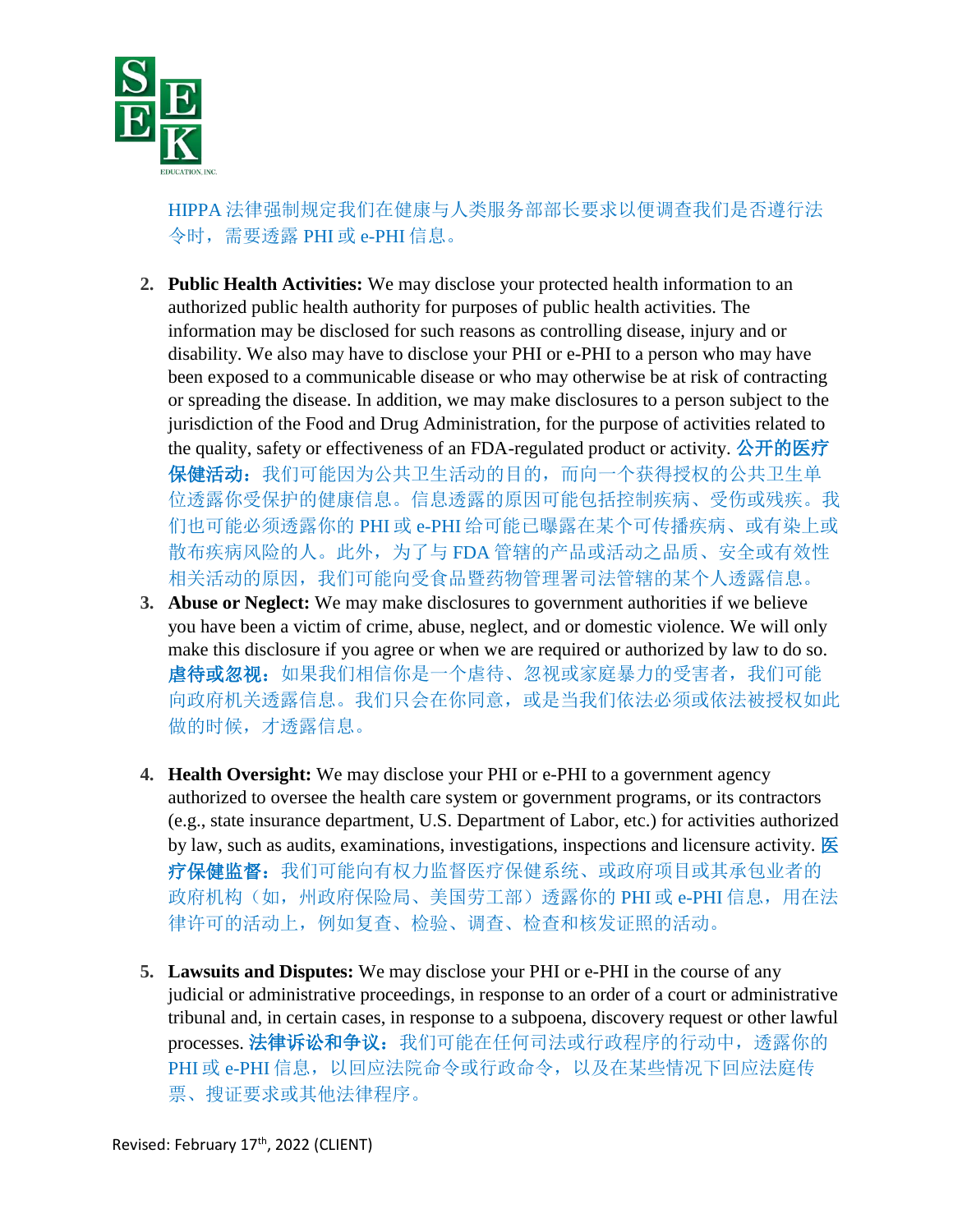HIPPA 法律强制规定我们在健康与人类服务部部长要求以便调查我们是否遵行法令时，需要透露 PHI 或 e-PHI 信息。

2. **Public Health Activities:** We may disclose your protected health information to an authorized public health authority for purposes of public health activities. The information may be disclosed for such reasons as controlling disease, injury and or disability. We also may have to disclose your PHI or e-PHI to a person who may have been exposed to a communicable disease or who may otherwise be at risk of contracting or spreading the disease. In addition, we may make disclosures to a person subject to the jurisdiction of the Food and Drug Administration, for the purpose of activities related to the quality, safety or effectiveness of an FDA-regulated product or activity. **公开的医疗保健活动：**我们可能因为公共卫生活动的目的，而向一个获得授权的公共卫生单位透露你受保护的健康信息。信息透露的原因可能包括控制疾病、受伤或残疾。我们也可能必须透露你的 PHI 或 e-PHI 给可能已曝露在某个可传播疾病、或有染上或散布疾病风险的人。此外，为了与 FDA 管辖的产品或活动之品质、安全或有效性相关活动的原因，我们可能向受食品暨药物管理署司法管辖的某个人透露信息。
3. **Abuse or Neglect:** We may make disclosures to government authorities if we believe you have been a victim of crime, abuse, neglect, and or domestic violence. We will only make this disclosure if you agree or when we are required or authorized by law to do so. **虐待或忽视：**如果我们相信你是一个虐待、忽视或家庭暴力的受害者，我们可能向政府机关透露信息。我们只会在你同意，或是当我们依法必须或依法被授权如此做的时候，才透露信息。

4. **Health Oversight:** We may disclose your PHI or e-PHI to a government agency authorized to oversee the health care system or government programs, or its contractors (e.g., state insurance department, U.S. Department of Labor, etc.) for activities authorized by law, such as audits, examinations, investigations, inspections and licensure activity. **医疗保健监督：**我们可能向有权力监督医疗保健系统、或政府项目或其承包业者的政府机构（如，州政府保险局、美国劳工部）透露你的 PHI 或 e-PHI 信息，用在法律许可的活动上，例如复查、检验、调查、检查和核发证照的活动。

5. **Lawsuits and Disputes:** We may disclose your PHI or e-PHI in the course of any judicial or administrative proceedings, in response to an order of a court or administrative tribunal and, in certain cases, in response to a subpoena, discovery request or other lawful processes. **法律诉讼和争议：**我们可能在任何司法或行政程序的行动中，透露你的 PHI 或 e-PHI 信息，以回应法院命令或行政命令，以及在某些情况下回应法庭传票、搜证要求或其他法律程序。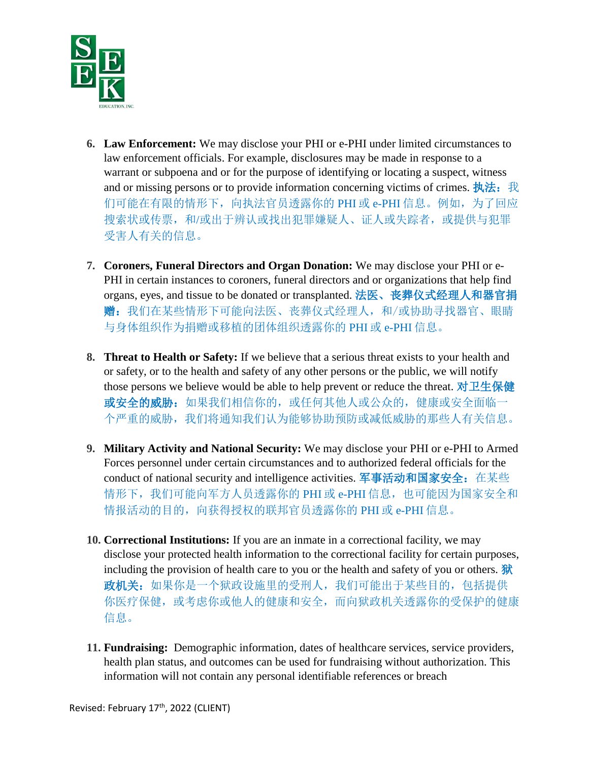6. **Law Enforcement:** We may disclose your PHI or e-PHI under limited circumstances to law enforcement officials. For example, disclosures may be made in response to a warrant or subpoena and or for the purpose of identifying or locating a suspect, witness and or missing persons or to provide information concerning victims of crimes. **执法：**我们可能在有限的情形下，向执法官员透露你的 PHI 或 e-PHI 信息。例如，为了回应搜索状或传票，和/或出于辨认或找出犯罪嫌疑人、证人或失踪者，或提供与犯罪受害人有关的信息。

7. **Coroners, Funeral Directors and Organ Donation:** We may disclose your PHI or e-PHI in certain instances to coroners, funeral directors and or organizations that help find organs, eyes, and tissue to be donated or transplanted. **法医、丧葬仪式经理人和器官捐赠：**我们在某些情形下可能向法医、丧葬仪式经理人，和/或协助寻找器官、眼睛与身体组织作为捐赠或移植的团体组织透露你的 PHI 或 e-PHI 信息。

8. **Threat to Health or Safety:** If we believe that a serious threat exists to your health and or safety, or to the health and safety of any other persons or the public, we will notify those persons we believe would be able to help prevent or reduce the threat. **对卫生保健或安全的威胁：**如果我们相信你的，或任何其他人或公众的，健康或安全面临一个严重的威胁，我们将通知我们认为能够协助预防或减低威胁的那些人有关信息。

9. **Military Activity and National Security:** We may disclose your PHI or e-PHI to Armed Forces personnel under certain circumstances and to authorized federal officials for the conduct of national security and intelligence activities. **军事活动和国家安全：**在某些情形下，我们可能向军方人员透露你的 PHI 或 e-PHI 信息，也可能因为国家安全和情报活动的目的，向获得授权的联邦官员透露你的 PHI 或 e-PHI 信息。

10. **Correctional Institutions:** If you are an inmate in a correctional facility, we may disclose your protected health information to the correctional facility for certain purposes, including the provision of health care to you or the health and safety of you or others. **狱政机关：**如果你是一个狱政设施里的受刑人，我们可能出于某些目的，包括提供你医疗保健，或考虑你或他人的健康和安全，而向狱政机关透露你的受保护的健康信息。

11. **Fundraising:** Demographic information, dates of healthcare services, service providers, health plan status, and outcomes can be used for fundraising without authorization. This information will not contain any personal identifiable references or breach

Revised: February 17th, 2022 (CLIENT)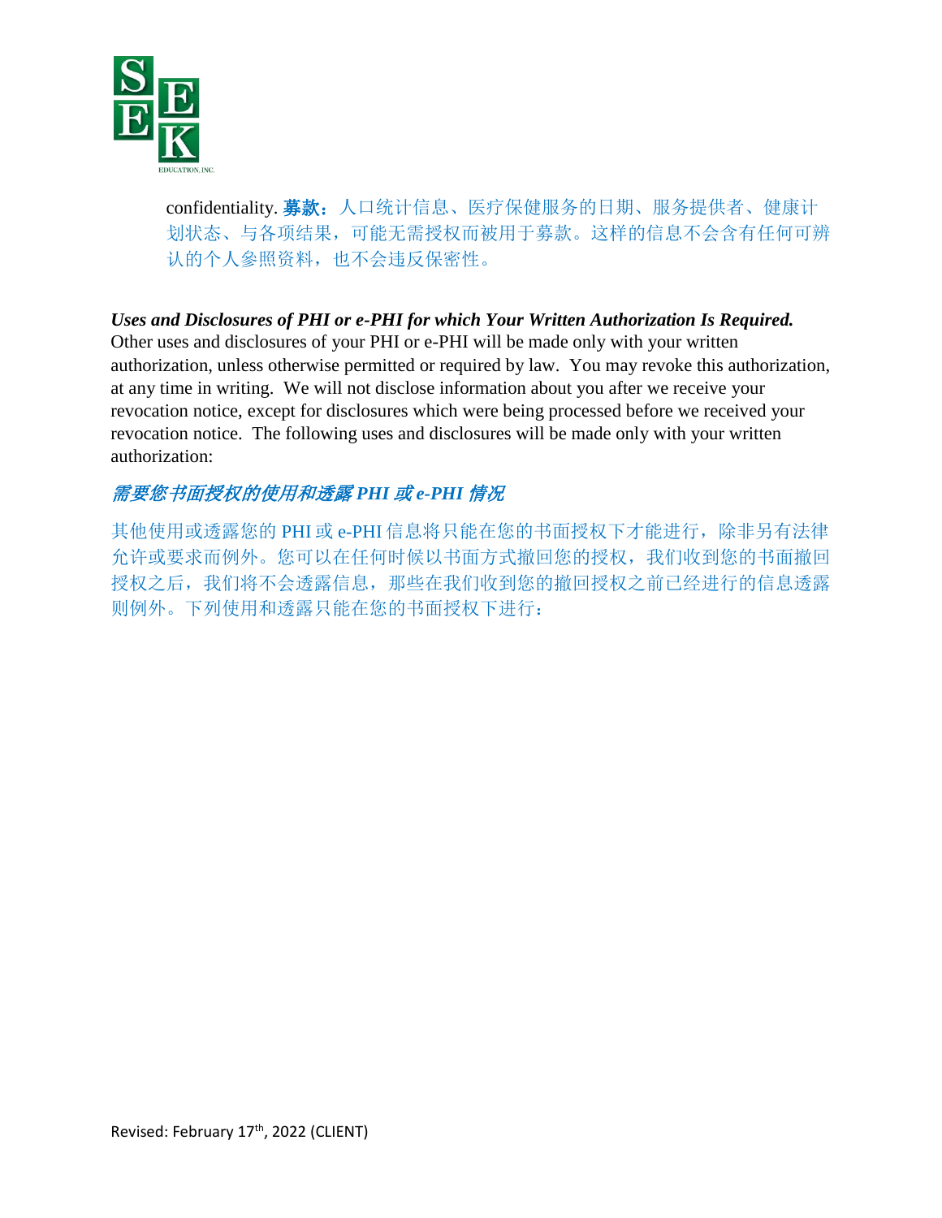confidentiality. **募款：**人口统计信息、医疗保健服务的日期、服务提供者、健康计划状态、与各项结果，可能无需授权而被用于募款。这样的信息不会含有任何可辨认的个人参照资料，也不会违反保密性。

***Uses and Disclosures of PHI or e-PHI for which Your Written Authorization Is Required.*** Other uses and disclosures of your PHI or e-PHI will be made only with your written authorization, unless otherwise permitted or required by law. You may revoke this authorization, at any time in writing. We will not disclose information about you after we receive your revocation notice, except for disclosures which were being processed before we received your revocation notice. The following uses and disclosures will be made only with your written authorization:

***需要您书面授权的使用和透露 PHI 或 e-PHI 情况***

其他使用或透露您的 PHI 或 e-PHI 信息将只能在您的书面授权下才能进行，除非另有法律允许或要求而例外。您可以在任何时候以书面方式撤回您的授权，我们收到您的书面撤回授权之后，我们将不会透露信息，那些在我们收到您的撤回授权之前已经进行的信息透露则例外。下列使用和透露只能在您的书面授权下进行：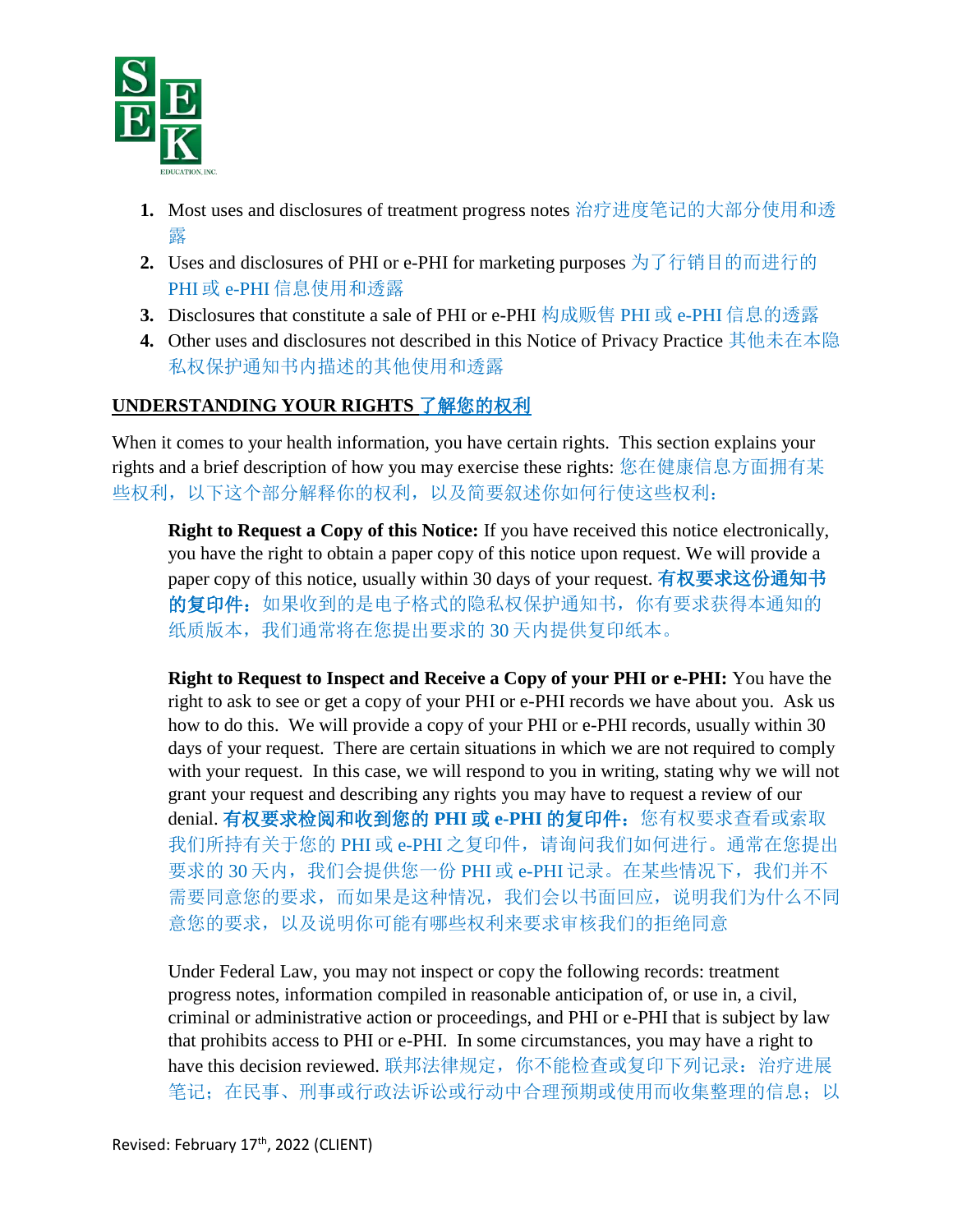1. Most uses and disclosures of treatment progress notes 治疗进度笔记的大部分使用和透露
2. Uses and disclosures of PHI or e-PHI for marketing purposes 为了行销目的而进行的 PHI 或 e-PHI 信息使用和透露
3. Disclosures that constitute a sale of PHI or e-PHI 构成贩售 PHI 或 e-PHI 信息的透露
4. Other uses and disclosures not described in this Notice of Privacy Practice 其他未在本隐私权保护通知书内描述的其他使用和透露

## UNDERSTANDING YOUR RIGHTS 了解您的权利

When it comes to your health information, you have certain rights. This section explains your rights and a brief description of how you may exercise these rights: 您在健康信息方面拥有某些权利，以下这个部分解释你的权利，以及简要叙述你如何行使这些权利：

**Right to Request a Copy of this Notice:** If you have received this notice electronically, you have the right to obtain a paper copy of this notice upon request. We will provide a paper copy of this notice, usually within 30 days of your request. **有权要求这份通知书的复印件：**如果收到的是电子格式的隐私权保护通知书，你有要求获得本通知的纸质版本，我们通常将在您提出要求的 30 天内提供复印纸本。

**Right to Request to Inspect and Receive a Copy of your PHI or e-PHI:** You have the right to ask to see or get a copy of your PHI or e-PHI records we have about you. Ask us how to do this. We will provide a copy of your PHI or e-PHI records, usually within 30 days of your request. There are certain situations in which we are not required to comply with your request. In this case, we will respond to you in writing, stating why we will not grant your request and describing any rights you may have to request a review of our denial. **有权要求检阅和收到您的 PHI 或 e-PHI 的复印件：**您有权要求查看或索取我们所持有关于您的 PHI 或 e-PHI 之复印件，请询问我们如何进行。通常在您提出要求的 30 天内，我们会提供您一份 PHI 或 e-PHI 记录。在某些情况下，我们并不需要同意您的要求，而如果是这种情况，我们会以书面回应，说明我们为什么不同意您的要求，以及说明你可能有哪些权利来要求审核我们的拒绝同意

Under Federal Law, you may not inspect or copy the following records: treatment progress notes, information compiled in reasonable anticipation of, or use in, a civil, criminal or administrative action or proceedings, and PHI or e-PHI that is subject by law that prohibits access to PHI or e-PHI. In some circumstances, you may have a right to have this decision reviewed. 联邦法律规定，你不能检查或复印下列记录：治疗进展笔记；在民事、刑事或行政法诉讼或行动中合理预期或使用而收集整理的信息；以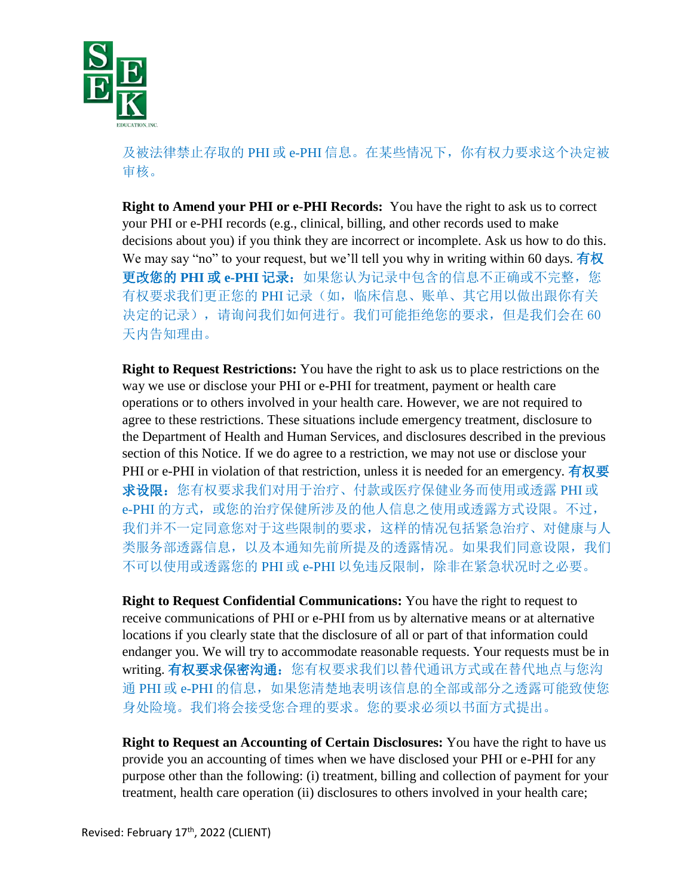及被法律禁止存取的 PHI 或 e-PHI 信息。在某些情况下，你有权力要求这个决定被审核。

**Right to Amend your PHI or e-PHI Records:** You have the right to ask us to correct your PHI or e-PHI records (e.g., clinical, billing, and other records used to make decisions about you) if you think they are incorrect or incomplete. Ask us how to do this. We may say "no" to your request, but we'll tell you why in writing within 60 days. **有权更改您的 PHI 或 e-PHI 记录：**如果您认为记录中包含的信息不正确或不完整，您有权要求我们更正您的 PHI 记录（如，临床信息、账单、其它用以做出跟你有关决定的记录），请询问我们如何进行。我们可能拒绝您的要求，但是我们会在 60 天内告知理由。

**Right to Request Restrictions:** You have the right to ask us to place restrictions on the way we use or disclose your PHI or e-PHI for treatment, payment or health care operations or to others involved in your health care. However, we are not required to agree to these restrictions. These situations include emergency treatment, disclosure to the Department of Health and Human Services, and disclosures described in the previous section of this Notice. If we do agree to a restriction, we may not use or disclose your PHI or e-PHI in violation of that restriction, unless it is needed for an emergency. **有权要求设限：**您有权要求我们对用于治疗、付款或医疗保健业务而使用或透露 PHI 或 e-PHI 的方式，或您的治疗保健所涉及的他人信息之使用或透露方式设限。不过，我们并不一定同意您对于这些限制的要求，这样的情况包括紧急治疗、对健康与人类服务部透露信息，以及本通知先前所提及的透露情况。如果我们同意设限，我们不可以使用或透露您的 PHI 或 e-PHI 以免违反限制，除非在紧急状况时之必要。

**Right to Request Confidential Communications:** You have the right to request to receive communications of PHI or e-PHI from us by alternative means or at alternative locations if you clearly state that the disclosure of all or part of that information could endanger you. We will try to accommodate reasonable requests. Your requests must be in writing. **有权要求保密沟通：**您有权要求我们以替代通讯方式或在替代地点与您沟通 PHI 或 e-PHI 的信息，如果您清楚地表明该信息的全部或部分之透露可能致使您身处险境。我们将会接受您合理的要求。您的要求必须以书面方式提出。

**Right to Request an Accounting of Certain Disclosures:** You have the right to have us provide you an accounting of times when we have disclosed your PHI or e-PHI for any purpose other than the following: (i) treatment, billing and collection of payment for your treatment, health care operation (ii) disclosures to others involved in your health care;

Revised: February 17th, 2022 (CLIENT)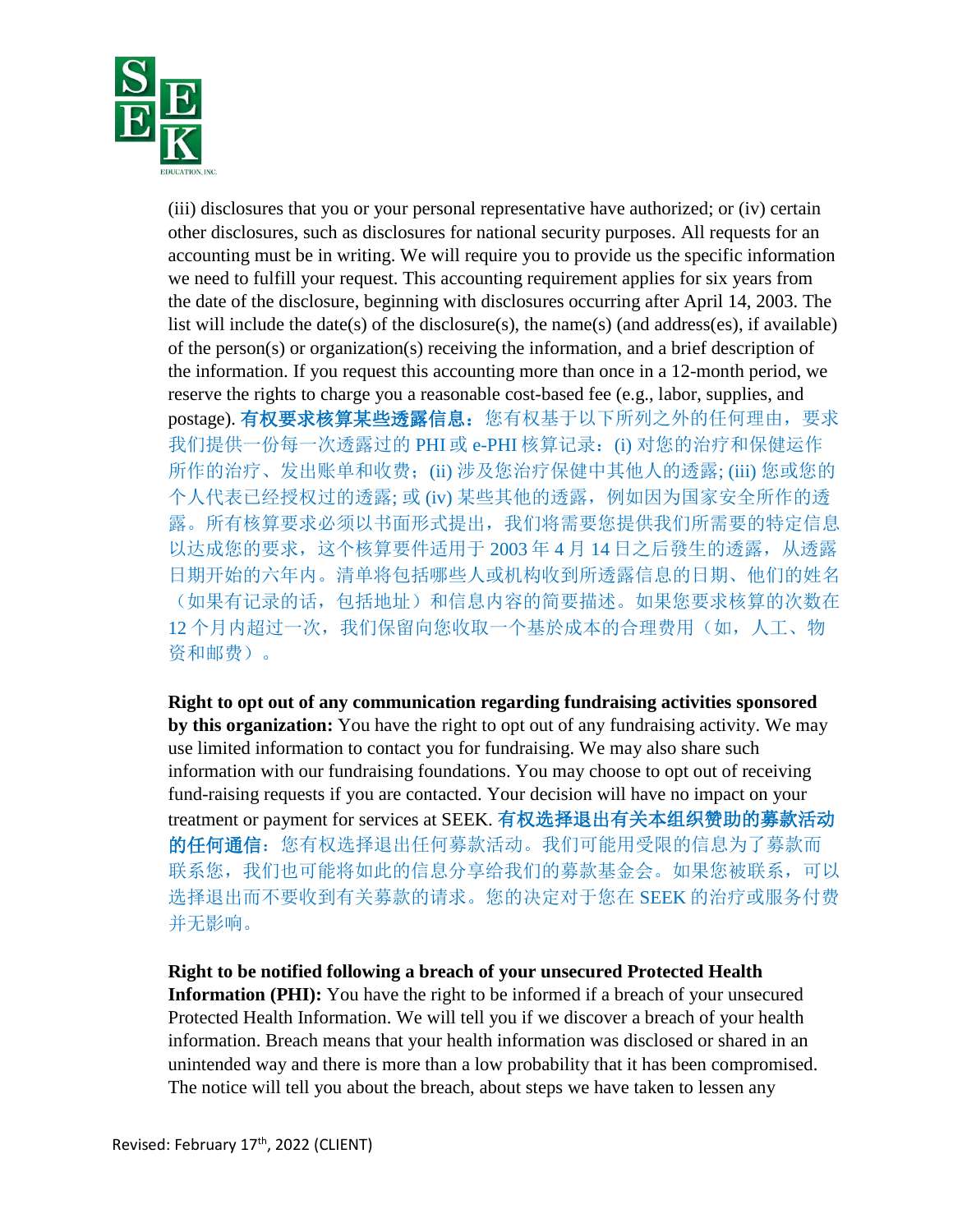(iii) disclosures that you or your personal representative have authorized; or (iv) certain other disclosures, such as disclosures for national security purposes. All requests for an accounting must be in writing. We will require you to provide us the specific information we need to fulfill your request. This accounting requirement applies for six years from the date of the disclosure, beginning with disclosures occurring after April 14, 2003. The list will include the date(s) of the disclosure(s), the name(s) (and address(es), if available) of the person(s) or organization(s) receiving the information, and a brief description of the information. If you request this accounting more than once in a 12-month period, we reserve the rights to charge you a reasonable cost-based fee (e.g., labor, supplies, and postage). **有权要求核算某些透露信息：**您有权基于以下所列之外的任何理由，要求我们提供一份每一次透露过的 PHI 或 e-PHI 核算记录：(i) 对您的治疗和保健运作所作的治疗、发出账单和收费；(ii) 涉及您治疗保健中其他人的透露; (iii) 您或您的个人代表已经授权过的透露; 或 (iv) 某些其他的透露，例如因为国家安全所作的透露。所有核算要求必须以书面形式提出，我们将需要您提供我们所需要的特定信息以达成您的要求，这个核算要件适用于 2003 年 4 月 14 日之后發生的透露，从透露日期开始的六年内。清单将包括哪些人或机构收到所透露信息的日期、他们的姓名（如果有记录的话，包括地址）和信息内容的简要描述。如果您要求核算的次数在 12 个月内超过一次，我们保留向您收取一个基於成本的合理费用（如，人工、物资和邮费）。

**Right to opt out of any communication regarding fundraising activities sponsored by this organization:** You have the right to opt out of any fundraising activity. We may use limited information to contact you for fundraising. We may also share such information with our fundraising foundations. You may choose to opt out of receiving fund-raising requests if you are contacted. Your decision will have no impact on your treatment or payment for services at SEEK. **有权选择退出有关本组织赞助的募款活动的任何通信：**您有权选择退出任何募款活动。我们可能用受限的信息为了募款而联系您，我们也可能将如此的信息分享给我们的募款基金会。如果您被联系，可以选择退出而不要收到有关募款的请求。您的决定对于您在 SEEK 的治疗或服务付费并无影响。

**Right to be notified following a breach of your unsecured Protected Health Information (PHI):** You have the right to be informed if a breach of your unsecured Protected Health Information. We will tell you if we discover a breach of your health information. Breach means that your health information was disclosed or shared in an unintended way and there is more than a low probability that it has been compromised. The notice will tell you about the breach, about steps we have taken to lessen any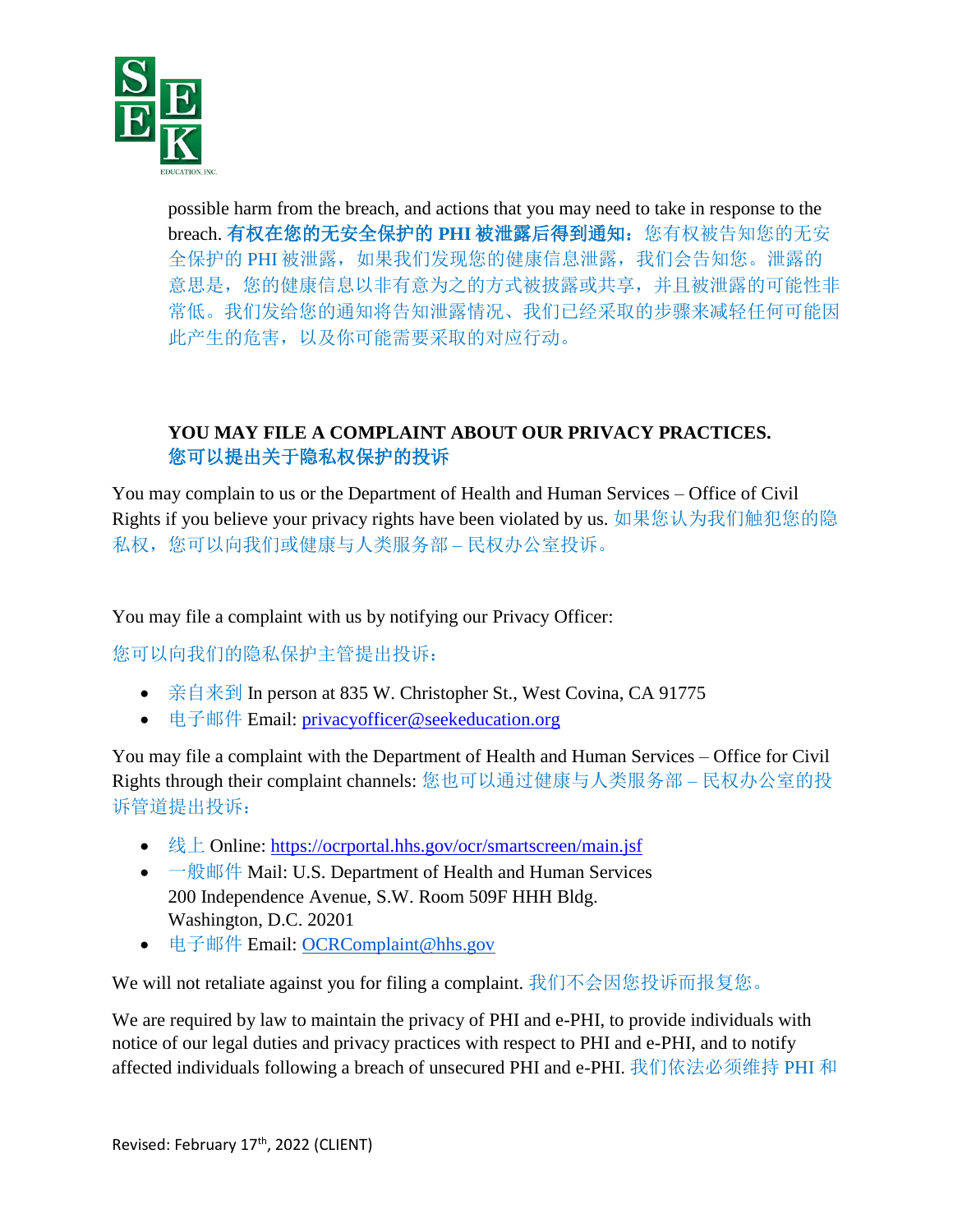possible harm from the breach, and actions that you may need to take in response to the breach. **有权在您的无安全保护的 PHI 被泄露后得到通知：**您有权被告知您的无安全保护的 PHI 被泄露，如果我们发现您的健康信息泄露，我们会告知您。泄露的意思是，您的健康信息以非有意为之的方式被披露或共享，并且被泄露的可能性非常低。我们发给您的通知将告知泄露情况、我们已经采取的步骤来减轻任何可能因此产生的危害，以及你可能需要采取的对应行动。

## YOU MAY FILE A COMPLAINT ABOUT OUR PRIVACY PRACTICES.
## 您可以提出关于隐私权保护的投诉

You may complain to us or the Department of Health and Human Services – Office of Civil Rights if you believe your privacy rights have been violated by us. 如果您认为我们触犯您的隐私权，您可以向我们或健康与人类服务部 – 民权办公室投诉。

You may file a complaint with us by notifying our Privacy Officer:

您可以向我们的隐私保护主管提出投诉：

- 亲自来到 In person at 835 W. Christopher St., West Covina, CA 91775
- 电子邮件 Email: privacyofficer@seekeducation.org

You may file a complaint with the Department of Health and Human Services – Office for Civil Rights through their complaint channels: 您也可以通过健康与人类服务部 – 民权办公室的投诉管道提出投诉：

- 线上 Online: https://ocrportal.hhs.gov/ocr/smartscreen/main.jsf
- 一般邮件 Mail: U.S. Department of Health and Human Services
  200 Independence Avenue, S.W. Room 509F HHH Bldg.
  Washington, D.C. 20201
- 电子邮件 Email: OCRComplaint@hhs.gov

We will not retaliate against you for filing a complaint. 我们不会因您投诉而报复您。

We are required by law to maintain the privacy of PHI and e-PHI, to provide individuals with notice of our legal duties and privacy practices with respect to PHI and e-PHI, and to notify affected individuals following a breach of unsecured PHI and e-PHI. 我们依法必须维持 PHI 和

Revised: February 17th, 2022 (CLIENT)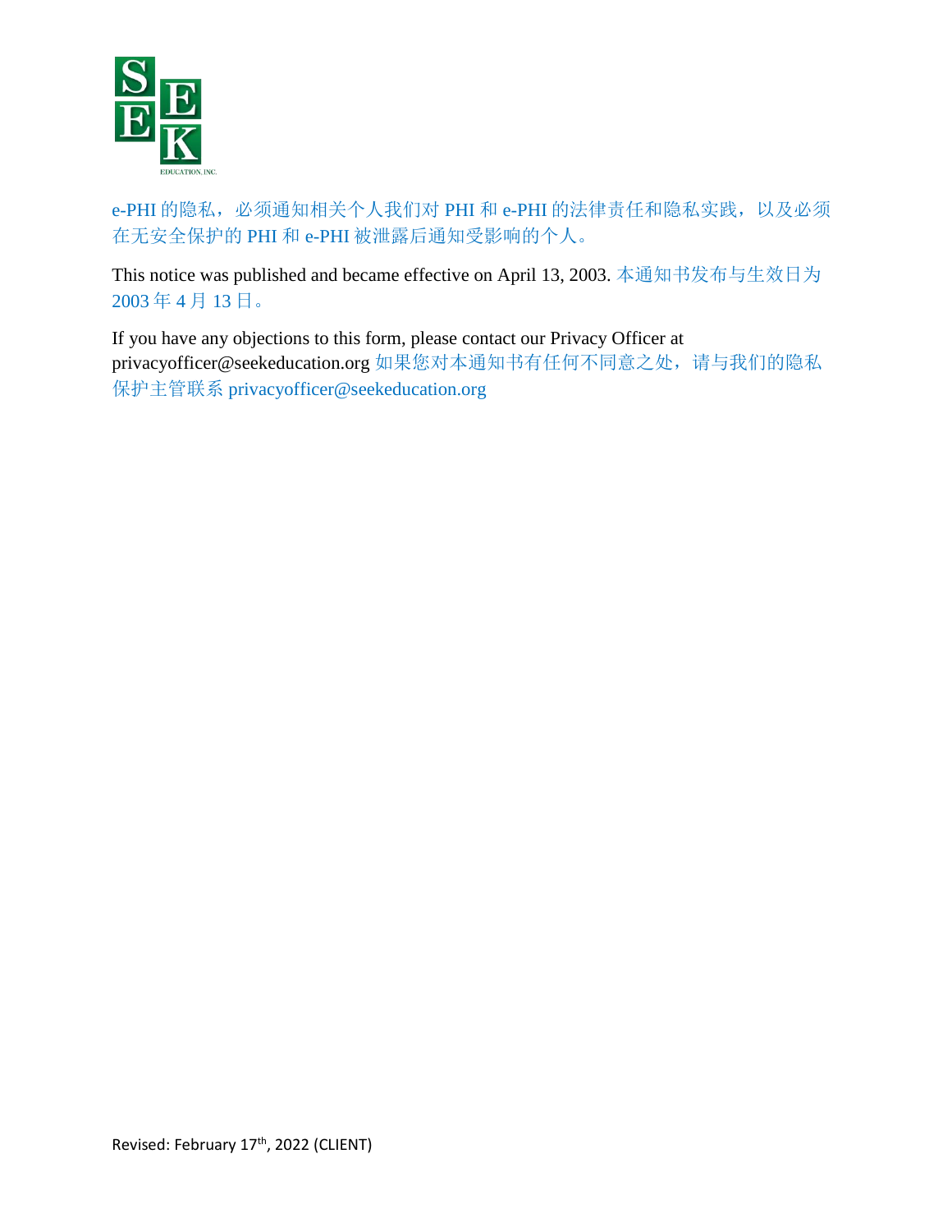e-PHI 的隐私，必须通知相关个人我们对 PHI 和 e-PHI 的法律责任和隐私实践，以及必须在无安全保护的 PHI 和 e-PHI 被泄露后通知受影响的个人。

This notice was published and became effective on April 13, 2003. 本通知书发布与生效日为 2003 年 4 月 13 日。

If you have any objections to this form, please contact our Privacy Officer at privacyofficer@seekeducation.org 如果您对本通知书有任何不同意之处，请与我们的隐私保护主管联系 privacyofficer@seekeducation.org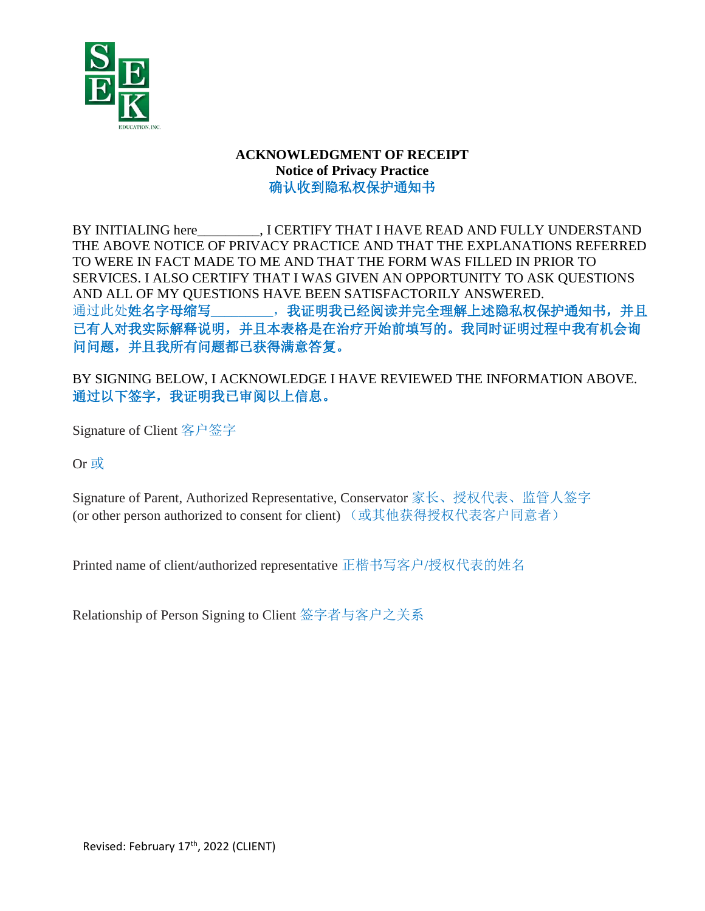SEEK EDUCATION, INC.

**ACKNOWLEDGMENT OF RECEIPT**
**Notice of Privacy Practice**
**确认收到隐私权保护通知书**

BY INITIALING here_________, I CERTIFY THAT I HAVE READ AND FULLY UNDERSTAND THE ABOVE NOTICE OF PRIVACY PRACTICE AND THAT THE EXPLANATIONS REFERRED TO WERE IN FACT MADE TO ME AND THAT THE FORM WAS FILLED IN PRIOR TO SERVICES. I ALSO CERTIFY THAT I WAS GIVEN AN OPPORTUNITY TO ASK QUESTIONS AND ALL OF MY QUESTIONS HAVE BEEN SATISFACTORILY ANSWERED.
通过此处**姓名字母缩写_________，我证明我已经阅读并完全理解上述隐私权保护通知书，并且已有人对我实际解释说明，并且本表格是在治疗开始前填写的。我同时证明过程中我有机会询问问题，并且我所有问题都已获得满意答复。**

BY SIGNING BELOW, I ACKNOWLEDGE I HAVE REVIEWED THE INFORMATION ABOVE.
**通过以下签字，我证明我已审阅以上信息。**

Signature of Client 客户签字

Or 或

Signature of Parent, Authorized Representative, Conservator 家长、授权代表、监管人签字
(or other person authorized to consent for client) （或其他获得授权代表客户同意者）

Printed name of client/authorized representative 正楷书写客户/授权代表的姓名

Relationship of Person Signing to Client 签字者与客户之关系

Revised: February 17th, 2022 (CLIENT)